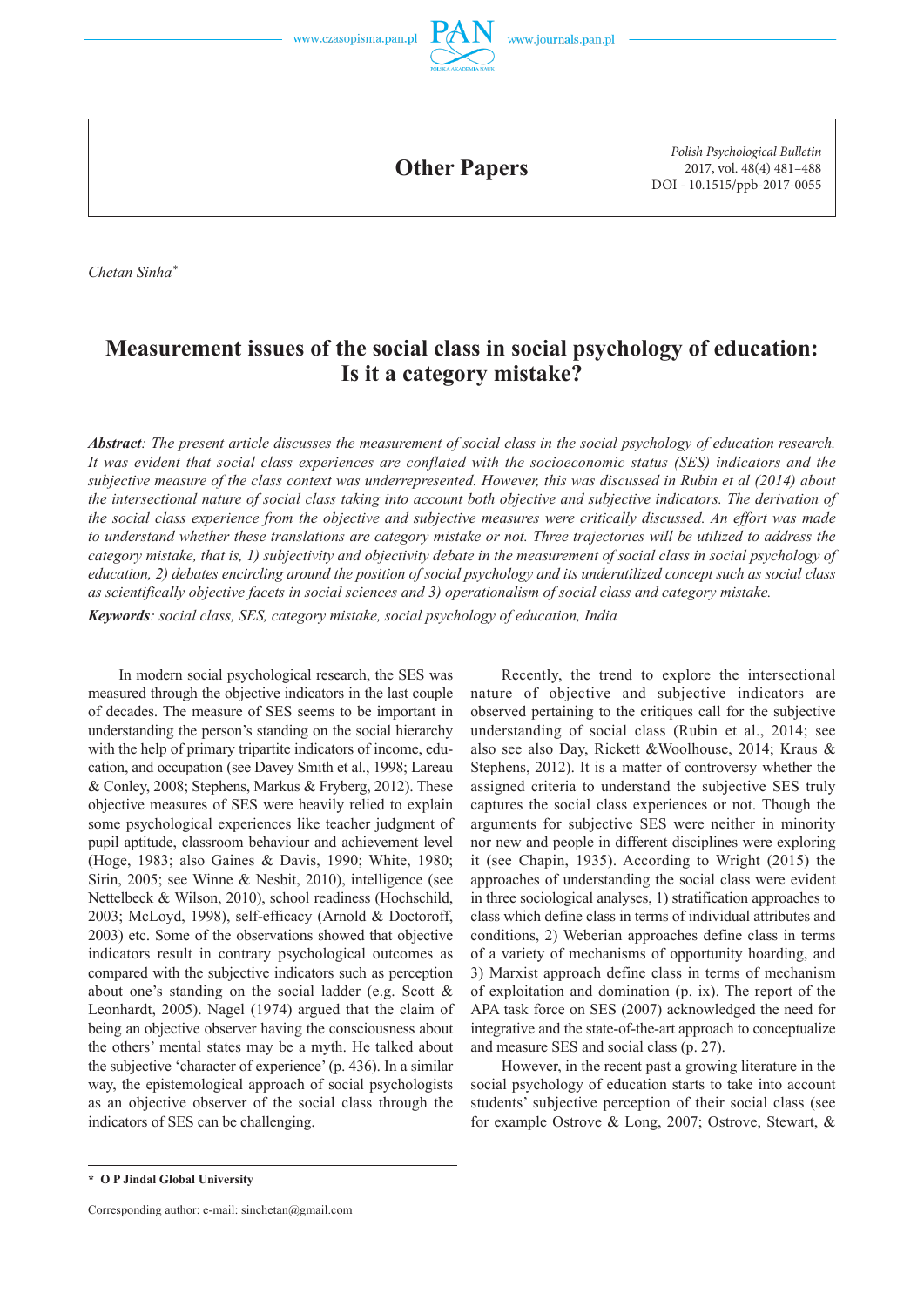Other Papers

*Chetan Sinha*[*]

# Measurement issues of the social class in social psychology of education: Is it a category mistake?

***Abstract****: The present article discusses the measurement of social class in the social psychology of education research. It was evident that social class experiences are conflated with the socioeconomic status (SES) indicators and the subjective measure of the class context was underrepresented. However, this was discussed in Rubin et al (2014) about the intersectional nature of social class taking into account both objective and subjective indicators. The derivation of the social class experience from the objective and subjective measures were critically discussed. An effort was made to understand whether these translations are category mistake or not. Three trajectories will be utilized to address the category mistake, that is, 1) subjectivity and objectivity debate in the measurement of social class in social psychology of education, 2) debates encircling around the position of social psychology and its underutilized concept such as social class as scientifically objective facets in social sciences and 3) operationalism of social class and category mistake.*

***Keywords****: social class, SES, category mistake, social psychology of education, India*

In modern social psychological research, the SES was measured through the objective indicators in the last couple of decades. The measure of SES seems to be important in understanding the person's standing on the social hierarchy with the help of primary tripartite indicators of income, education, and occupation (see Davey Smith et al., 1998; Lareau & Conley, 2008; Stephens, Markus & Fryberg, 2012). These objective measures of SES were heavily relied to explain some psychological experiences like teacher judgment of pupil aptitude, classroom behaviour and achievement level (Hoge, 1983; also Gaines & Davis, 1990; White, 1980; Sirin, 2005; see Winne & Nesbit, 2010), intelligence (see Nettelbeck & Wilson, 2010), school readiness (Hochschild, 2003; McLoyd, 1998), self-efficacy (Arnold & Doctoroff, 2003) etc. Some of the observations showed that objective indicators result in contrary psychological outcomes as compared with the subjective indicators such as perception about one's standing on the social ladder (e.g. Scott & Leonhardt, 2005). Nagel (1974) argued that the claim of being an objective observer having the consciousness about the others' mental states may be a myth. He talked about the subjective 'character of experience' (p. 436). In a similar way, the epistemological approach of social psychologists as an objective observer of the social class through the indicators of SES can be challenging.

Recently, the trend to explore the intersectional nature of objective and subjective indicators are observed pertaining to the critiques call for the subjective understanding of social class (Rubin et al., 2014; see also see also Day, Rickett &Woolhouse, 2014; Kraus & Stephens, 2012). It is a matter of controversy whether the assigned criteria to understand the subjective SES truly captures the social class experiences or not. Though the arguments for subjective SES were neither in minority nor new and people in different disciplines were exploring it (see Chapin, 1935). According to Wright (2015) the approaches of understanding the social class were evident in three sociological analyses, 1) stratification approaches to class which define class in terms of individual attributes and conditions, 2) Weberian approaches define class in terms of a variety of mechanisms of opportunity hoarding, and 3) Marxist approach define class in terms of mechanism of exploitation and domination (p. ix). The report of the APA task force on SES (2007) acknowledged the need for integrative and the state-of-the-art approach to conceptualize and measure SES and social class (p. 27).

However, in the recent past a growing literature in the social psychology of education starts to take into account students' subjective perception of their social class (see for example Ostrove & Long, 2007; Ostrove, Stewart, &

---

[*] **O P Jindal Global University**

Corresponding author: e-mail: sinchetan@gmail.com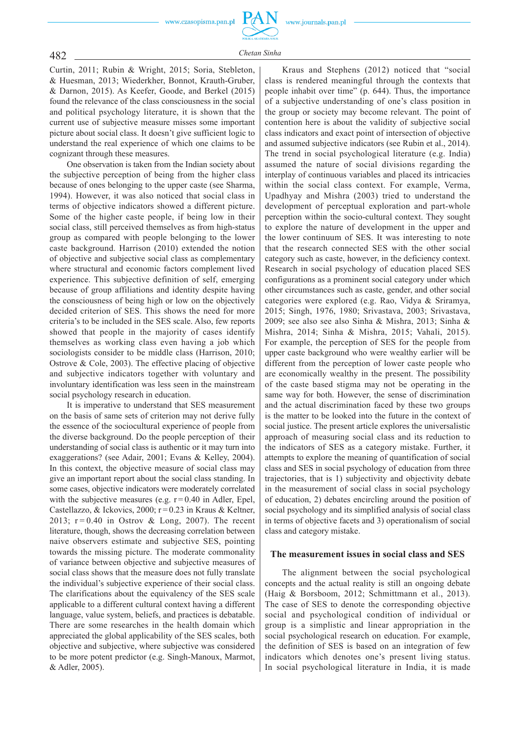Curtin, 2011; Rubin & Wright, 2015; Soria, Stebleton, & Huesman, 2013; Wiederkher, Bonnot, Krauth-Gruber, & Darnon, 2015). As Keefer, Goode, and Berkel (2015) found the relevance of the class consciousness in the social and political psychology literature, it is shown that the current use of subjective measure misses some important picture about social class. It doesn't give sufficient logic to understand the real experience of which one claims to be cognizant through these measures.

One observation is taken from the Indian society about the subjective perception of being from the higher class because of ones belonging to the upper caste (see Sharma, 1994). However, it was also noticed that social class in terms of objective indicators showed a different picture. Some of the higher caste people, if being low in their social class, still perceived themselves as from high-status group as compared with people belonging to the lower caste background. Harrison (2010) extended the notion of objective and subjective social class as complementary where structural and economic factors complement lived experience. This subjective definition of self, emerging because of group affiliations and identity despite having the consciousness of being high or low on the objectively decided criterion of SES. This shows the need for more criteria's to be included in the SES scale. Also, few reports showed that people in the majority of cases identify themselves as working class even having a job which sociologists consider to be middle class (Harrison, 2010; Ostrove & Cole, 2003). The effective placing of objective and subjective indicators together with voluntary and involuntary identification was less seen in the mainstream social psychology research in education.

It is imperative to understand that SES measurement on the basis of same sets of criterion may not derive fully the essence of the sociocultural experience of people from the diverse background. Do the people perception of their understanding of social class is authentic or it may turn into exaggerations? (see Adair, 2001; Evans & Kelley, 2004). In this context, the objective measure of social class may give an important report about the social class standing. In some cases, objective indicators were moderately correlated with the subjective measures (e.g. $r = 0.40$ in Adler, Epel, Castellazzo, & Ickovics, 2000; $r = 0.23$ in Kraus & Keltner, 2013; $r = 0.40$ in Ostrov & Long, 2007). The recent literature, though, shows the decreasing correlation between naive observers estimate and subjective SES, pointing towards the missing picture. The moderate commonality of variance between objective and subjective measures of social class shows that the measure does not fully translate the individual's subjective experience of their social class. The clarifications about the equivalency of the SES scale applicable to a different cultural context having a different language, value system, beliefs, and practices is debatable. There are some researches in the health domain which appreciated the global applicability of the SES scales, both objective and subjective, where subjective was considered to be more potent predictor (e.g. Singh-Manoux, Marmot, & Adler, 2005).

Kraus and Stephens (2012) noticed that "social class is rendered meaningful through the contexts that people inhabit over time" (p. 644). Thus, the importance of a subjective understanding of one's class position in the group or society may become relevant. The point of contention here is about the validity of subjective social class indicators and exact point of intersection of objective and assumed subjective indicators (see Rubin et al., 2014). The trend in social psychological literature (e.g. India) assumed the nature of social divisions regarding the interplay of continuous variables and placed its intricacies within the social class context. For example, Verma, Upadhyay and Mishra (2003) tried to understand the development of perceptual exploration and part-whole perception within the socio-cultural context. They sought to explore the nature of development in the upper and the lower continuum of SES. It was interesting to note that the research connected SES with the other social category such as caste, however, in the deficiency context. Research in social psychology of education placed SES configurations as a prominent social category under which other circumstances such as caste, gender, and other social categories were explored (e.g. Rao, Vidya & Sriramya, 2015; Singh, 1976, 1980; Srivastava, 2003; Srivastava, 2009; see also see also Sinha & Mishra, 2013; Sinha & Mishra, 2014; Sinha & Mishra, 2015; Vahali, 2015). For example, the perception of SES for the people from upper caste background who were wealthy earlier will be different from the perception of lower caste people who are economically wealthy in the present. The possibility of the caste based stigma may not be operating in the same way for both. However, the sense of discrimination and the actual discrimination faced by these two groups is the matter to be looked into the future in the context of social justice. The present article explores the universalistic approach of measuring social class and its reduction to the indicators of SES as a category mistake. Further, it attempts to explore the meaning of quantification of social class and SES in social psychology of education from three trajectories, that is 1) subjectivity and objectivity debate in the measurement of social class in social psychology of education, 2) debates encircling around the position of social psychology and its simplified analysis of social class in terms of objective facets and 3) operationalism of social class and category mistake.

## The measurement issues in social class and SES

The alignment between the social psychological concepts and the actual reality is still an ongoing debate (Haig & Borsboom, 2012; Schmittmann et al., 2013). The case of SES to denote the corresponding objective social and psychological condition of individual or group is a simplistic and linear appropriation in the social psychological research on education. For example, the definition of SES is based on an integration of few indicators which denotes one's present living status. In social psychological literature in India, it is made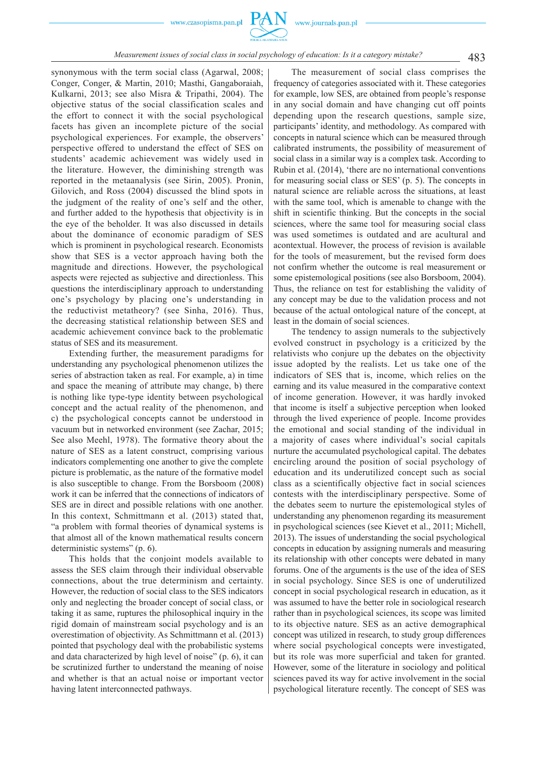synonymous with the term social class (Agarwal, 2008; Conger, Conger, & Martin, 2010; Masthi, Gangaboraiah, Kulkarni, 2013; see also Misra & Tripathi, 2004). The objective status of the social classification scales and the effort to connect it with the social psychological facets has given an incomplete picture of the social psychological experiences. For example, the observers' perspective offered to understand the effect of SES on students' academic achievement was widely used in the literature. However, the diminishing strength was reported in the metaanalysis (see Sirin, 2005). Pronin, Gilovich, and Ross (2004) discussed the blind spots in the judgment of the reality of one's self and the other, and further added to the hypothesis that objectivity is in the eye of the beholder. It was also discussed in details about the dominance of economic paradigm of SES which is prominent in psychological research. Economists show that SES is a vector approach having both the magnitude and directions. However, the psychological aspects were rejected as subjective and directionless. This questions the interdisciplinary approach to understanding one's psychology by placing one's understanding in the reductivist metatheory? (see Sinha, 2016). Thus, the decreasing statistical relationship between SES and academic achievement convince back to the problematic status of SES and its measurement.

Extending further, the measurement paradigms for understanding any psychological phenomenon utilizes the series of abstraction taken as real. For example, a) in time and space the meaning of attribute may change, b) there is nothing like type-type identity between psychological concept and the actual reality of the phenomenon, and c) the psychological concepts cannot be understood in vacuum but in networked environment (see Zachar, 2015; See also Meehl, 1978). The formative theory about the nature of SES as a latent construct, comprising various indicators complementing one another to give the complete picture is problematic, as the nature of the formative model is also susceptible to change. From the Borsboom (2008) work it can be inferred that the connections of indicators of SES are in direct and possible relations with one another. In this context, Schmittmann et al. (2013) stated that, "a problem with formal theories of dynamical systems is that almost all of the known mathematical results concern deterministic systems" (p. 6).

This holds that the conjoint models available to assess the SES claim through their individual observable connections, about the true determinism and certainty. However, the reduction of social class to the SES indicators only and neglecting the broader concept of social class, or taking it as same, ruptures the philosophical inquiry in the rigid domain of mainstream social psychology and is an overestimation of objectivity. As Schmittmann et al. (2013) pointed that psychology deal with the probabilistic systems and data characterized by high level of noise" (p. 6), it can be scrutinized further to understand the meaning of noise and whether is that an actual noise or important vector having latent interconnected pathways.

The measurement of social class comprises the frequency of categories associated with it. These categories for example, low SES, are obtained from people's response in any social domain and have changing cut off points depending upon the research questions, sample size, participants' identity, and methodology. As compared with concepts in natural science which can be measured through calibrated instruments, the possibility of measurement of social class in a similar way is a complex task. According to Rubin et al. (2014), 'there are no international conventions for measuring social class or SES' (p. 5). The concepts in natural science are reliable across the situations, at least with the same tool, which is amenable to change with the shift in scientific thinking. But the concepts in the social sciences, where the same tool for measuring social class was used sometimes is outdated and are acultural and acontextual. However, the process of revision is available for the tools of measurement, but the revised form does not confirm whether the outcome is real measurement or some epistemological positions (see also Borsboom, 2004). Thus, the reliance on test for establishing the validity of any concept may be due to the validation process and not because of the actual ontological nature of the concept, at least in the domain of social sciences.

The tendency to assign numerals to the subjectively evolved construct in psychology is a criticized by the relativists who conjure up the debates on the objectivity issue adopted by the realists. Let us take one of the indicators of SES that is, income, which relies on the earning and its value measured in the comparative context of income generation. However, it was hardly invoked that income is itself a subjective perception when looked through the lived experience of people. Income provides the emotional and social standing of the individual in a majority of cases where individual's social capitals nurture the accumulated psychological capital. The debates encircling around the position of social psychology of education and its underutilized concept such as social class as a scientifically objective fact in social sciences contests with the interdisciplinary perspective. Some of the debates seem to nurture the epistemological styles of understanding any phenomenon regarding its measurement in psychological sciences (see Kievet et al., 2011; Michell, 2013). The issues of understanding the social psychological concepts in education by assigning numerals and measuring its relationship with other concepts were debated in many forums. One of the arguments is the use of the idea of SES in social psychology. Since SES is one of underutilized concept in social psychological research in education, as it was assumed to have the better role in sociological research rather than in psychological sciences, its scope was limited to its objective nature. SES as an active demographical concept was utilized in research, to study group differences where social psychological concepts were investigated, but its role was more superficial and taken for granted. However, some of the literature in sociology and political sciences paved its way for active involvement in the social psychological literature recently. The concept of SES was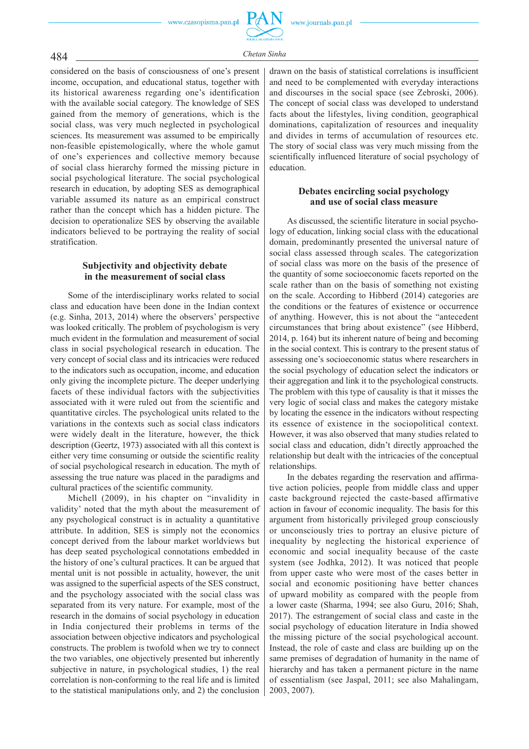considered on the basis of consciousness of one's present income, occupation, and educational status, together with its historical awareness regarding one's identification with the available social category. The knowledge of SES gained from the memory of generations, which is the social class, was very much neglected in psychological sciences. Its measurement was assumed to be empirically non-feasible epistemologically, where the whole gamut of one's experiences and collective memory because of social class hierarchy formed the missing picture in social psychological literature. The social psychological research in education, by adopting SES as demographical variable assumed its nature as an empirical construct rather than the concept which has a hidden picture. The decision to operationalize SES by observing the available indicators believed to be portraying the reality of social stratification.

## Subjectivity and objectivity debate in the measurement of social class

Some of the interdisciplinary works related to social class and education have been done in the Indian context (e.g. Sinha, 2013, 2014) where the observers' perspective was looked critically. The problem of psychologism is very much evident in the formulation and measurement of social class in social psychological research in education. The very concept of social class and its intricacies were reduced to the indicators such as occupation, income, and education only giving the incomplete picture. The deeper underlying facets of these individual factors with the subjectivities associated with it were ruled out from the scientific and quantitative circles. The psychological units related to the variations in the contexts such as social class indicators were widely dealt in the literature, however, the thick description (Geertz, 1973) associated with all this context is either very time consuming or outside the scientific reality of social psychological research in education. The myth of assessing the true nature was placed in the paradigms and cultural practices of the scientific community.

Michell (2009), in his chapter on "invalidity in validity' noted that the myth about the measurement of any psychological construct is in actuality a quantitative attribute. In addition, SES is simply not the economics concept derived from the labour market worldviews but has deep seated psychological connotations embedded in the history of one's cultural practices. It can be argued that mental unit is not possible in actuality, however, the unit was assigned to the superficial aspects of the SES construct, and the psychology associated with the social class was separated from its very nature. For example, most of the research in the domains of social psychology in education in India conjectured their problems in terms of the association between objective indicators and psychological constructs. The problem is twofold when we try to connect the two variables, one objectively presented but inherently subjective in nature, in psychological studies, 1) the real correlation is non-conforming to the real life and is limited to the statistical manipulations only, and 2) the conclusion drawn on the basis of statistical correlations is insufficient and need to be complemented with everyday interactions and discourses in the social space (see Zebroski, 2006). The concept of social class was developed to understand facts about the lifestyles, living condition, geographical dominations, capitalization of resources and inequality and divides in terms of accumulation of resources etc. The story of social class was very much missing from the scientifically influenced literature of social psychology of education.

## Debates encircling social psychology and use of social class measure

As discussed, the scientific literature in social psychology of education, linking social class with the educational domain, predominantly presented the universal nature of social class assessed through scales. The categorization of social class was more on the basis of the presence of the quantity of some socioeconomic facets reported on the scale rather than on the basis of something not existing on the scale. According to Hibberd (2014) categories are the conditions or the features of existence or occurrence of anything. However, this is not about the "antecedent circumstances that bring about existence" (see Hibberd, 2014, p. 164) but its inherent nature of being and becoming in the social context. This is contrary to the present status of assessing one's socioeconomic status where researchers in the social psychology of education select the indicators or their aggregation and link it to the psychological constructs. The problem with this type of causality is that it misses the very logic of social class and makes the category mistake by locating the essence in the indicators without respecting its essence of existence in the sociopolitical context. However, it was also observed that many studies related to social class and education, didn't directly approached the relationship but dealt with the intricacies of the conceptual relationships.

In the debates regarding the reservation and affirmative action policies, people from middle class and upper caste background rejected the caste-based affirmative action in favour of economic inequality. The basis for this argument from historically privileged group consciously or unconsciously tries to portray an elusive picture of inequality by neglecting the historical experience of economic and social inequality because of the caste system (see Jodhka, 2012). It was noticed that people from upper caste who were most of the cases better in social and economic positioning have better chances of upward mobility as compared with the people from a lower caste (see Sharma, 1994; see also Guru, 2016; Shah, 2017). The estrangement of social class and caste in the social psychology of education literature in India showed the missing picture of the social psychological account. Instead, the role of caste and class are building up on the same premises of degradation of humanity in the name of hierarchy and has taken a permanent picture in the name of essentialism (see Jaspal, 2011; see also Mahalingam, 2003, 2007).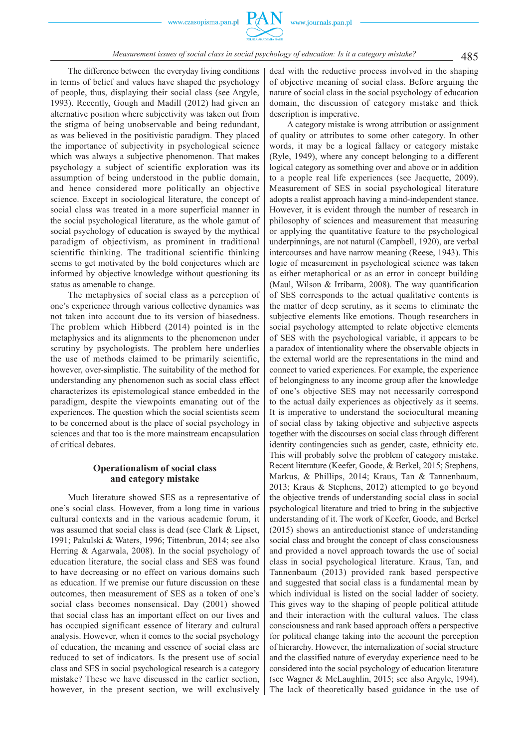The difference between the everyday living conditions in terms of belief and values have shaped the psychology of people, thus, displaying their social class (see Argyle, 1993). Recently, Gough and Madill (2012) had given an alternative position where subjectivity was taken out from the stigma of being unobservable and being redundant, as was believed in the positivistic paradigm. They placed the importance of subjectivity in psychological science which was always a subjective phenomenon. That makes psychology a subject of scientific exploration was its assumption of being understood in the public domain, and hence considered more politically an objective science. Except in sociological literature, the concept of social class was treated in a more superficial manner in the social psychological literature, as the whole gamut of social psychology of education is swayed by the mythical paradigm of objectivism, as prominent in traditional scientific thinking. The traditional scientific thinking seems to get motivated by the bold conjectures which are informed by objective knowledge without questioning its status as amenable to change.

The metaphysics of social class as a perception of one's experience through various collective dynamics was not taken into account due to its version of biasedness. The problem which Hibberd (2014) pointed is in the metaphysics and its alignments to the phenomenon under scrutiny by psychologists. The problem here underlies the use of methods claimed to be primarily scientific, however, over-simplistic. The suitability of the method for understanding any phenomenon such as social class characterizes its epistemological stance embedded in the paradigm, despite the viewpoints emanating out of the experiences. The question which the social scientists seem to be concerned about is the place of social psychology in sciences and that too is the more mainstream encapsulation of critical debates.

## Operationalism of social class and category mistake

Much literature showed SES as a representative of one's social class. However, from a long time in various cultural contexts and in the various academic forum, it was assumed that social class is dead (see Clark & Lipset, 1991; Pakulski & Waters, 1996; Tittenbrun, 2014; see also Herring & Agarwala, 2008). In the social psychology of education literature, the social class and SES was found to have decreasing or no effect on various domains such as education. If we premise our future discussion on these outcomes, then measurement of SES as a token of one's social class becomes nonsensical. Day (2001) showed that social class has an important effect on our lives and has occupied significant essence of literary and cultural analysis. However, when it comes to the social psychology of education, the meaning and essence of social class are reduced to set of indicators. Is the present use of social class and SES in social psychological research is a category mistake? These we have discussed in the earlier section, however, in the present section, we will exclusively deal with the reductive process involved in the shaping of objective meaning of social class. Before arguing the nature of social class in the social psychology of education domain, the discussion of category mistake and thick description is imperative.

A category mistake is wrong attribution or assignment of quality or attributes to some other category. In other words, it may be a logical fallacy or category mistake (Ryle, 1949), where any concept belonging to a different logical category as something over and above or in addition to a people real life experiences (see Jacquette, 2009). Measurement of SES in social psychological literature adopts a realist approach having a mind-independent stance. However, it is evident through the number of research in philosophy of sciences and measurement that measuring or applying the quantitative feature to the psychological underpinnings, are not natural (Campbell, 1920), are verbal intercourses and have narrow meaning (Reese, 1943). This logic of measurement in psychological science was taken as either metaphorical or as an error in concept building (Maul, Wilson & Irribarra, 2008). The way quantification of SES corresponds to the actual qualitative contents is the matter of deep scrutiny, as it seems to eliminate the subjective elements like emotions. Though researchers in social psychology attempted to relate objective elements of SES with the psychological variable, it appears to be a paradox of intentionality where the observable objects in the external world are the representations in the mind and connect to varied experiences. For example, the experience of belongingness to any income group after the knowledge of one's objective SES may not necessarily correspond to the actual daily experiences as objectively as it seems. It is imperative to understand the sociocultural meaning of social class by taking objective and subjective aspects together with the discourses on social class through different identity contingencies such as gender, caste, ethnicity etc. This will probably solve the problem of category mistake. Recent literature (Keefer, Goode, & Berkel, 2015; Stephens, Markus, & Phillips, 2014; Kraus, Tan & Tannenbaum, 2013; Kraus & Stephens, 2012) attempted to go beyond the objective trends of understanding social class in social psychological literature and tried to bring in the subjective understanding of it. The work of Keefer, Goode, and Berkel (2015) shows an antireductionist stance of understanding social class and brought the concept of class consciousness and provided a novel approach towards the use of social class in social psychological literature. Kraus, Tan, and Tannenbaum (2013) provided rank based perspective and suggested that social class is a fundamental mean by which individual is listed on the social ladder of society. This gives way to the shaping of people political attitude and their interaction with the cultural values. The class consciousness and rank based approach offers a perspective for political change taking into the account the perception of hierarchy. However, the internalization of social structure and the classified nature of everyday experience need to be considered into the social psychology of education literature (see Wagner & McLaughlin, 2015; see also Argyle, 1994). The lack of theoretically based guidance in the use of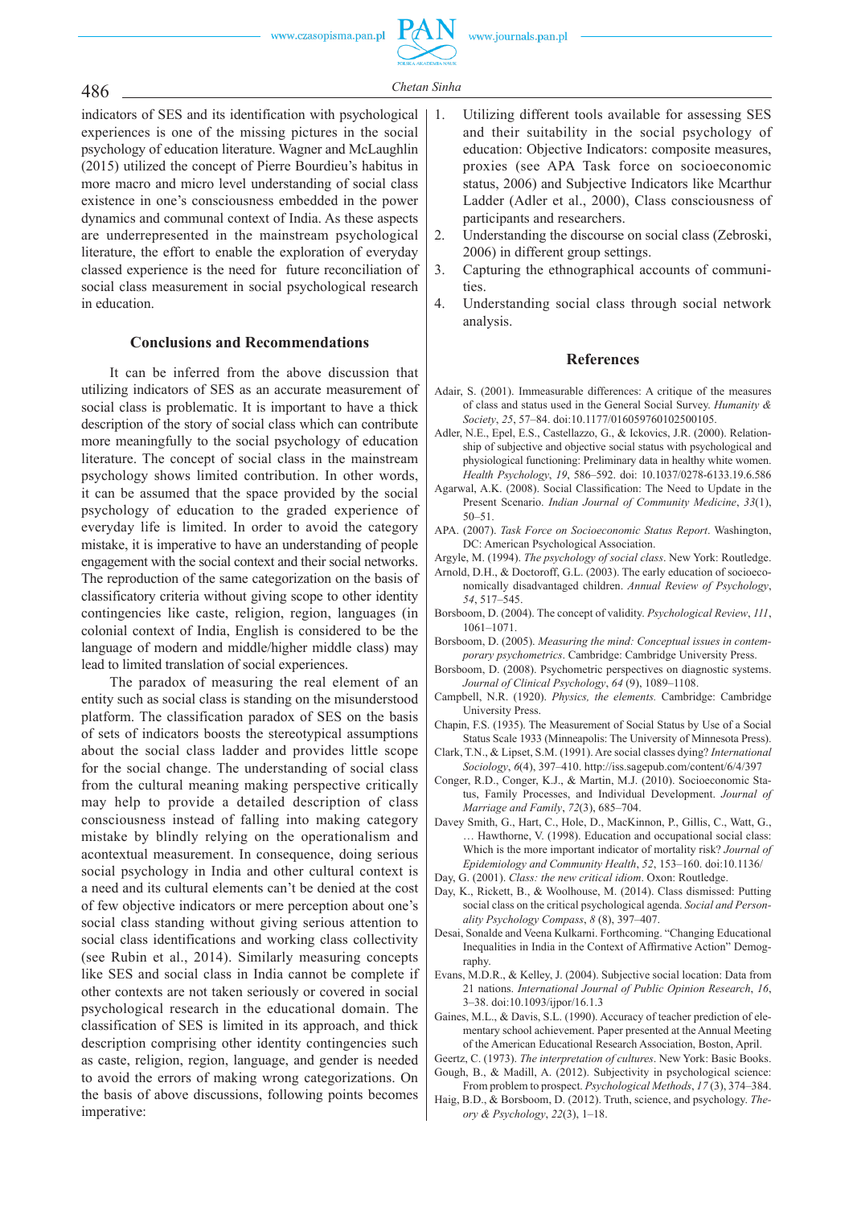indicators of SES and its identification with psychological experiences is one of the missing pictures in the social psychology of education literature. Wagner and McLaughlin (2015) utilized the concept of Pierre Bourdieu's habitus in more macro and micro level understanding of social class existence in one's consciousness embedded in the power dynamics and communal context of India. As these aspects are underrepresented in the mainstream psychological literature, the effort to enable the exploration of everyday classed experience is the need for future reconciliation of social class measurement in social psychological research in education.

## Conclusions and Recommendations

It can be inferred from the above discussion that utilizing indicators of SES as an accurate measurement of social class is problematic. It is important to have a thick description of the story of social class which can contribute more meaningfully to the social psychology of education literature. The concept of social class in the mainstream psychology shows limited contribution. In other words, it can be assumed that the space provided by the social psychology of education to the graded experience of everyday life is limited. In order to avoid the category mistake, it is imperative to have an understanding of people engagement with the social context and their social networks. The reproduction of the same categorization on the basis of classificatory criteria without giving scope to other identity contingencies like caste, religion, region, languages (in colonial context of India, English is considered to be the language of modern and middle/higher middle class) may lead to limited translation of social experiences.

The paradox of measuring the real element of an entity such as social class is standing on the misunderstood platform. The classification paradox of SES on the basis of sets of indicators boosts the stereotypical assumptions about the social class ladder and provides little scope for the social change. The understanding of social class from the cultural meaning making perspective critically may help to provide a detailed description of class consciousness instead of falling into making category mistake by blindly relying on the operationalism and acontextual measurement. In consequence, doing serious social psychology in India and other cultural context is a need and its cultural elements can't be denied at the cost of few objective indicators or mere perception about one's social class standing without giving serious attention to social class identifications and working class collectivity (see Rubin et al., 2014). Similarly measuring concepts like SES and social class in India cannot be complete if other contexts are not taken seriously or covered in social psychological research in the educational domain. The classification of SES is limited in its approach, and thick description comprising other identity contingencies such as caste, religion, region, language, and gender is needed to avoid the errors of making wrong categorizations. On the basis of above discussions, following points becomes imperative:

1. Utilizing different tools available for assessing SES and their suitability in the social psychology of education: Objective Indicators: composite measures, proxies (see APA Task force on socioeconomic status, 2006) and Subjective Indicators like Mcarthur Ladder (Adler et al., 2000), Class consciousness of participants and researchers.
2. Understanding the discourse on social class (Zebroski, 2006) in different group settings.
3. Capturing the ethnographical accounts of communities.
4. Understanding social class through social network analysis.

## References

Adair, S. (2001). Immeasurable differences: A critique of the measures of class and status used in the General Social Survey. *Humanity & Society*, *25*, 57–84. doi:10.1177/016059760102500105.

Adler, N.E., Epel, E.S., Castellazzo, G., & Ickovics, J.R. (2000). Relationship of subjective and objective social status with psychological and physiological functioning: Preliminary data in healthy white women. *Health Psychology*, *19*, 586–592. doi: 10.1037/0278-6133.19.6.586

Agarwal, A.K. (2008). Social Classification: The Need to Update in the Present Scenario. *Indian Journal of Community Medicine*, *33*(1), 50–51.

APA. (2007). *Task Force on Socioeconomic Status Report*. Washington, DC: American Psychological Association.

Argyle, M. (1994). *The psychology of social class*. New York: Routledge.

Arnold, D.H., & Doctoroff, G.L. (2003). The early education of socioeconomically disadvantaged children. *Annual Review of Psychology*, *54*, 517–545.

Borsboom, D. (2004). The concept of validity. *Psychological Review*, *111*, 1061–1071.

Borsboom, D. (2005). *Measuring the mind: Conceptual issues in contemporary psychometrics*. Cambridge: Cambridge University Press.

Borsboom, D. (2008). Psychometric perspectives on diagnostic systems. *Journal of Clinical Psychology*, *64* (9), 1089–1108.

Campbell, N.R. (1920). *Physics, the elements.* Cambridge: Cambridge University Press.

Chapin, F.S. (1935). The Measurement of Social Status by Use of a Social Status Scale 1933 (Minneapolis: The University of Minnesota Press).

Clark, T.N., & Lipset, S.M. (1991). Are social classes dying? *International Sociology*, *6*(4), 397–410. http://iss.sagepub.com/content/6/4/397

Conger, R.D., Conger, K.J., & Martin, M.J. (2010). Socioeconomic Status, Family Processes, and Individual Development. *Journal of Marriage and Family*, *72*(3), 685–704.

Davey Smith, G., Hart, C., Hole, D., MacKinnon, P., Gillis, C., Watt, G., … Hawthorne, V. (1998). Education and occupational social class: Which is the more important indicator of mortality risk? *Journal of Epidemiology and Community Health*, *52*, 153–160. doi:10.1136/

Day, G. (2001). *Class: the new critical idiom*. Oxon: Routledge.

Day, K., Rickett, B., & Woolhouse, M. (2014). Class dismissed: Putting social class on the critical psychological agenda. *Social and Personality Psychology Compass*, *8* (8), 397–407.

Desai, Sonalde and Veena Kulkarni. Forthcoming. "Changing Educational Inequalities in India in the Context of Affirmative Action" Demography.

Evans, M.D.R., & Kelley, J. (2004). Subjective social location: Data from 21 nations. *International Journal of Public Opinion Research*, *16*, 3–38. doi:10.1093/ijpor/16.1.3

Gaines, M.L., & Davis, S.L. (1990). Accuracy of teacher prediction of elementary school achievement. Paper presented at the Annual Meeting of the American Educational Research Association, Boston, April.

Geertz, C. (1973). *The interpretation of cultures*. New York: Basic Books.

Gough, B., & Madill, A. (2012). Subjectivity in psychological science: From problem to prospect. *Psychological Methods*, *17* (3), 374–384.

Haig, B.D., & Borsboom, D. (2012). Truth, science, and psychology. *Theory & Psychology*, *22*(3), 1–18.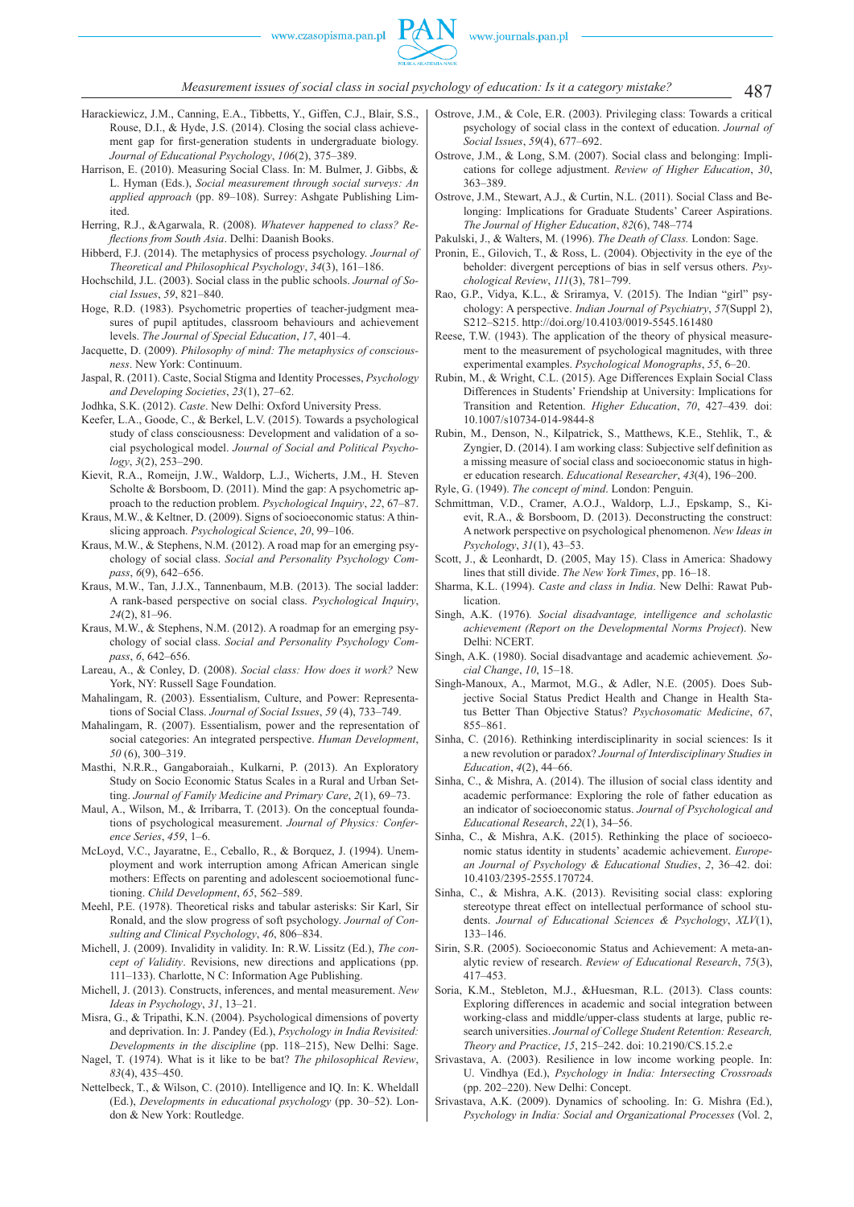Harackiewicz, J.M., Canning, E.A., Tibbetts, Y., Giffen, C.J., Blair, S.S., Rouse, D.I., & Hyde, J.S. (2014). Closing the social class achievement gap for first-generation students in undergraduate biology. *Journal of Educational Psychology*, *106*(2), 375–389.

Harrison, E. (2010). Measuring Social Class. In: M. Bulmer, J. Gibbs, & L. Hyman (Eds.), *Social measurement through social surveys: An applied approach* (pp. 89–108). Surrey: Ashgate Publishing Limited.

Herring, R.J., &Agarwala, R. (2008). *Whatever happened to class? Reflections from South Asia*. Delhi: Daanish Books.

Hibberd, F.J. (2014). The metaphysics of process psychology. *Journal of Theoretical and Philosophical Psychology*, *34*(3), 161–186.

Hochschild, J.L. (2003). Social class in the public schools. *Journal of Social Issues*, *59*, 821–840.

Hoge, R.D. (1983). Psychometric properties of teacher-judgment measures of pupil aptitudes, classroom behaviours and achievement levels. *The Journal of Special Education*, *17*, 401–4.

Jacquette, D. (2009). *Philosophy of mind: The metaphysics of consciousness*. New York: Continuum.

Jaspal, R. (2011). Caste, Social Stigma and Identity Processes, *Psychology and Developing Societies*, *23*(1), 27–62.

Jodhka, S.K. (2012). *Caste*. New Delhi: Oxford University Press.

Keefer, L.A., Goode, C., & Berkel, L.V. (2015). Towards a psychological study of class consciousness: Development and validation of a social psychological model. *Journal of Social and Political Psychology*, *3*(2), 253–290.

Kievit, R.A., Romeijn, J.W., Waldorp, L.J., Wicherts, J.M., H. Steven Scholte & Borsboom, D. (2011). Mind the gap: A psychometric approach to the reduction problem. *Psychological Inquiry*, *22*, 67–87.

Kraus, M.W., & Keltner, D. (2009). Signs of socioeconomic status: A thin-slicing approach. *Psychological Science*, *20*, 99–106.

Kraus, M.W., & Stephens, N.M. (2012). A road map for an emerging psychology of social class. *Social and Personality Psychology Compass*, *6*(9), 642–656.

Kraus, M.W., Tan, J.J.X., Tannenbaum, M.B. (2013). The social ladder: A rank-based perspective on social class. *Psychological Inquiry*, *24*(2), 81–96.

Kraus, M.W., & Stephens, N.M. (2012). A roadmap for an emerging psychology of social class. *Social and Personality Psychology Compass*, *6*, 642–656.

Lareau, A., & Conley, D. (2008). *Social class: How does it work?* New York, NY: Russell Sage Foundation.

Mahalingam, R. (2003). Essentialism, Culture, and Power: Representations of Social Class. *Journal of Social Issues*, *59* (4), 733–749.

Mahalingam, R. (2007). Essentialism, power and the representation of social categories: An integrated perspective. *Human Development*, *50* (6), 300–319.

Masthi, N.R.R., Gangaboraiah., Kulkarni, P. (2013). An Exploratory Study on Socio Economic Status Scales in a Rural and Urban Setting. *Journal of Family Medicine and Primary Care*, *2*(1), 69–73.

Maul, A., Wilson, M., & Irribarra, T. (2013). On the conceptual foundations of psychological measurement. *Journal of Physics: Conference Series*, *459*, 1–6.

McLoyd, V.C., Jayaratne, E., Ceballo, R., & Borquez, J. (1994). Unemployment and work interruption among African American single mothers: Effects on parenting and adolescent socioemotional functioning. *Child Development*, *65*, 562–589.

Meehl, P.E. (1978). Theoretical risks and tabular asterisks: Sir Karl, Sir Ronald, and the slow progress of soft psychology. *Journal of Consulting and Clinical Psychology*, *46*, 806–834.

Michell, J. (2009). Invalidity in validity. In: R.W. Lissitz (Ed.), *The concept of Validity*. Revisions, new directions and applications (pp. 111–133). Charlotte, N C: Information Age Publishing.

Michell, J. (2013). Constructs, inferences, and mental measurement. *New Ideas in Psychology*, *31*, 13–21.

Misra, G., & Tripathi, K.N. (2004). Psychological dimensions of poverty and deprivation. In: J. Pandey (Ed.), *Psychology in India Revisited: Developments in the discipline* (pp. 118–215), New Delhi: Sage.

Nagel, T. (1974). What is it like to be bat? *The philosophical Review*, *83*(4), 435–450.

Nettelbeck, T., & Wilson, C. (2010). Intelligence and IQ. In: K. Wheldall (Ed.), *Developments in educational psychology* (pp. 30–52). London & New York: Routledge.

Ostrove, J.M., & Cole, E.R. (2003). Privileging class: Towards a critical psychology of social class in the context of education. *Journal of Social Issues*, *59*(4), 677–692.

Ostrove, J.M., & Long, S.M. (2007). Social class and belonging: Implications for college adjustment. *Review of Higher Education*, *30*, 363–389.

Ostrove, J.M., Stewart, A.J., & Curtin, N.L. (2011). Social Class and Belonging: Implications for Graduate Students' Career Aspirations. *The Journal of Higher Education*, *82*(6), 748–774

Pakulski, J., & Walters, M. (1996). *The Death of Class.* London: Sage.

Pronin, E., Gilovich, T., & Ross, L. (2004). Objectivity in the eye of the beholder: divergent perceptions of bias in self versus others. *Psychological Review*, *111*(3), 781–799.

Rao, G.P., Vidya, K.L., & Sriramya, V. (2015). The Indian "girl" psychology: A perspective. *Indian Journal of Psychiatry*, *57*(Suppl 2), S212–S215. http://doi.org/10.4103/0019-5545.161480

Reese, T.W. (1943). The application of the theory of physical measurement to the measurement of psychological magnitudes, with three experimental examples. *Psychological Monographs*, *55*, 6–20.

Rubin, M., & Wright, C.L. (2015). Age Differences Explain Social Class Differences in Students' Friendship at University: Implications for Transition and Retention. *Higher Education*, *70*, 427–439*.* doi: 10.1007/s10734-014-9844-8

Rubin, M., Denson, N., Kilpatrick, S., Matthews, K.E., Stehlik, T., & Zyngier, D. (2014). I am working class: Subjective self definition as a missing measure of social class and socioeconomic status in higher education research. *Educational Researcher*, *43*(4), 196–200.

Ryle, G. (1949). *The concept of mind*. London: Penguin.

Schmittman, V.D., Cramer, A.O.J., Waldorp, L.J., Epskamp, S., Kievit, R.A., & Borsboom, D. (2013). Deconstructing the construct: A network perspective on psychological phenomenon. *New Ideas in Psychology*, *31*(1), 43–53.

Scott, J., & Leonhardt, D. (2005, May 15). Class in America: Shadowy lines that still divide. *The New York Times*, pp. 16–18.

Sharma, K.L. (1994). *Caste and class in India*. New Delhi: Rawat Publication.

Singh, A.K. (1976)*. Social disadvantage, intelligence and scholastic achievement (Report on the Developmental Norms Project*). New Delhi: NCERT.

Singh, A.K. (1980). Social disadvantage and academic achievement*. Social Change*, *10*, 15–18.

Singh-Manoux, A., Marmot, M.G., & Adler, N.E. (2005). Does Subjective Social Status Predict Health and Change in Health Status Better Than Objective Status? *Psychosomatic Medicine*, *67*, 855–861.

Sinha, C. (2016). Rethinking interdisciplinarity in social sciences: Is it a new revolution or paradox? *Journal of Interdisciplinary Studies in Education*, *4*(2), 44–66.

Sinha, C., & Mishra, A. (2014). The illusion of social class identity and academic performance: Exploring the role of father education as an indicator of socioeconomic status. *Journal of Psychological and Educational Research*, *22*(1), 34–56.

Sinha, C., & Mishra, A.K. (2015). Rethinking the place of socioeconomic status identity in students' academic achievement. *European Journal of Psychology & Educational Studies*, *2*, 36–42. doi: 10.4103/2395-2555.170724.

Sinha, C., & Mishra, A.K. (2013). Revisiting social class: exploring stereotype threat effect on intellectual performance of school students. *Journal of Educational Sciences & Psychology*, *XLV*(1), 133–146.

Sirin, S.R. (2005). Socioeconomic Status and Achievement: A meta-analytic review of research. *Review of Educational Research*, *75*(3), 417–453.

Soria, K.M., Stebleton, M.J., &Huesman, R.L. (2013). Class counts: Exploring differences in academic and social integration between working-class and middle/upper-class students at large, public research universities. *Journal of College Student Retention: Research, Theory and Practice*, *15*, 215–242. doi: 10.2190/CS.15.2.e

Srivastava, A. (2003). Resilience in low income working people. In: U. Vindhya (Ed.), *Psychology in India: Intersecting Crossroads* (pp. 202–220). New Delhi: Concept.

Srivastava, A.K. (2009). Dynamics of schooling. In: G. Mishra (Ed.), *Psychology in India: Social and Organizational Processes* (Vol. 2,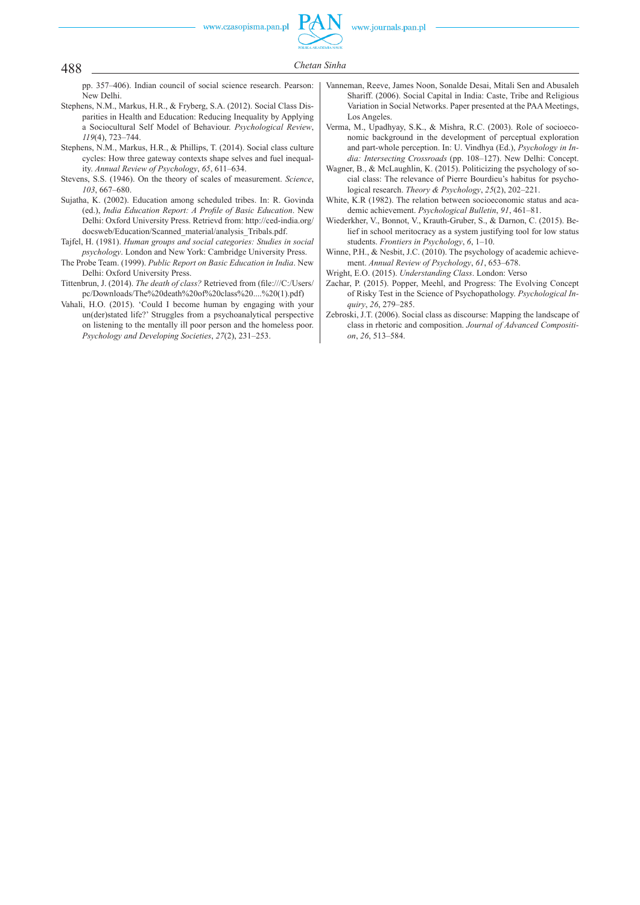pp. 357–406). Indian council of social science research. Pearson: New Delhi.

Stephens, N.M., Markus, H.R., & Fryberg, S.A. (2012). Social Class Disparities in Health and Education: Reducing Inequality by Applying a Sociocultural Self Model of Behaviour. *Psychological Review*, *119*(4), 723–744.

Stephens, N.M., Markus, H.R., & Phillips, T. (2014). Social class culture cycles: How three gateway contexts shape selves and fuel inequality. *Annual Review of Psychology*, *65*, 611–634.

Stevens, S.S. (1946). On the theory of scales of measurement. *Science*, *103*, 667–680.

Sujatha, K. (2002). Education among scheduled tribes. In: R. Govinda (ed.), *India Education Report: A Profile of Basic Education*. New Delhi: Oxford University Press. Retrievd from: http://ced-india.org/docsweb/Education/Scanned_material/analysis_Tribals.pdf.

Tajfel, H. (1981). *Human groups and social categories: Studies in social psychology*. London and New York: Cambridge University Press.

The Probe Team. (1999). *Public Report on Basic Education in India*. New Delhi: Oxford University Press.

Tittenbrun, J. (2014). *The death of class?* Retrieved from (file:///C:/Users/pc/Downloads/The%20death%20of%20class%20....%20(1).pdf)

Vahali, H.O. (2015). 'Could I become human by engaging with your un(der)stated life?' Struggles from a psychoanalytical perspective on listening to the mentally ill poor person and the homeless poor. *Psychology and Developing Societies*, *27*(2), 231–253.

Vanneman, Reeve, James Noon, Sonalde Desai, Mitali Sen and Abusaleh Shariff. (2006). Social Capital in India: Caste, Tribe and Religious Variation in Social Networks. Paper presented at the PAA Meetings, Los Angeles.

Verma, M., Upadhyay, S.K., & Mishra, R.C. (2003). Role of socioeconomic background in the development of perceptual exploration and part-whole perception. In: U. Vindhya (Ed.), *Psychology in India: Intersecting Crossroads* (pp. 108–127). New Delhi: Concept.

Wagner, B., & McLaughlin, K. (2015). Politicizing the psychology of social class: The relevance of Pierre Bourdieu's habitus for psychological research. *Theory & Psychology*, *25*(2), 202–221.

White, K.R (1982). The relation between socioeconomic status and academic achievement. *Psychological Bulletin*, *91*, 461–81.

Wiederkher, V., Bonnot, V., Krauth-Gruber, S., & Darnon, C. (2015). Belief in school meritocracy as a system justifying tool for low status students. *Frontiers in Psychology*, *6*, 1–10.

Winne, P.H., & Nesbit, J.C. (2010). The psychology of academic achievement. *Annual Review of Psychology*, *61*, 653–678.

Wright, E.O. (2015). *Understanding Class*. London: Verso

Zachar, P. (2015). Popper, Meehl, and Progress: The Evolving Concept of Risky Test in the Science of Psychopathology. *Psychological Inquiry*, *26*, 279–285.

Zebroski, J.T. (2006). Social class as discourse: Mapping the landscape of class in rhetoric and composition. *Journal of Advanced Composition*, *26*, 513–584.